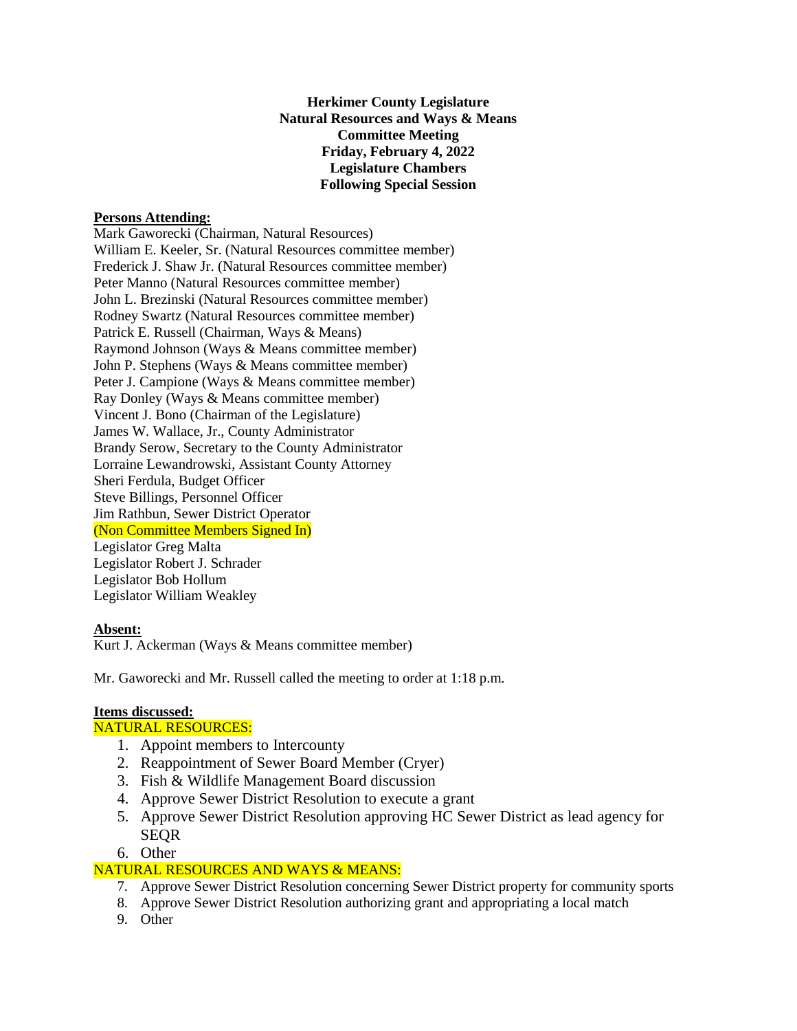**Herkimer County Legislature**
**Natural Resources and Ways & Means**
**Committee Meeting**
**Friday, February 4, 2022**
**Legislature Chambers**
**Following Special Session**

**Persons Attending:**

Mark Gaworecki (Chairman, Natural Resources)
William E. Keeler, Sr. (Natural Resources committee member)
Frederick J. Shaw Jr. (Natural Resources committee member)
Peter Manno (Natural Resources committee member)
John L. Brezinski (Natural Resources committee member)
Rodney Swartz (Natural Resources committee member)
Patrick E. Russell (Chairman, Ways & Means)
Raymond Johnson (Ways & Means committee member)
John P. Stephens (Ways & Means committee member)
Peter J. Campione (Ways & Means committee member)
Ray Donley (Ways & Means committee member)
Vincent J. Bono (Chairman of the Legislature)
James W. Wallace, Jr., County Administrator
Brandy Serow, Secretary to the County Administrator
Lorraine Lewandrowski, Assistant County Attorney
Sheri Ferdula, Budget Officer
Steve Billings, Personnel Officer
Jim Rathbun, Sewer District Operator
(Non Committee Members Signed In)
Legislator Greg Malta
Legislator Robert J. Schrader
Legislator Bob Hollum
Legislator William Weakley

**Absent:**

Kurt J. Ackerman (Ways & Means committee member)

Mr. Gaworecki and Mr. Russell called the meeting to order at 1:18 p.m.

**Items discussed:**

NATURAL RESOURCES:

1. Appoint members to Intercounty
2. Reappointment of Sewer Board Member (Cryer)
3. Fish & Wildlife Management Board discussion
4. Approve Sewer District Resolution to execute a grant
5. Approve Sewer District Resolution approving HC Sewer District as lead agency for SEQR
6. Other

NATURAL RESOURCES AND WAYS & MEANS:

7. Approve Sewer District Resolution concerning Sewer District property for community sports
8. Approve Sewer District Resolution authorizing grant and appropriating a local match
9. Other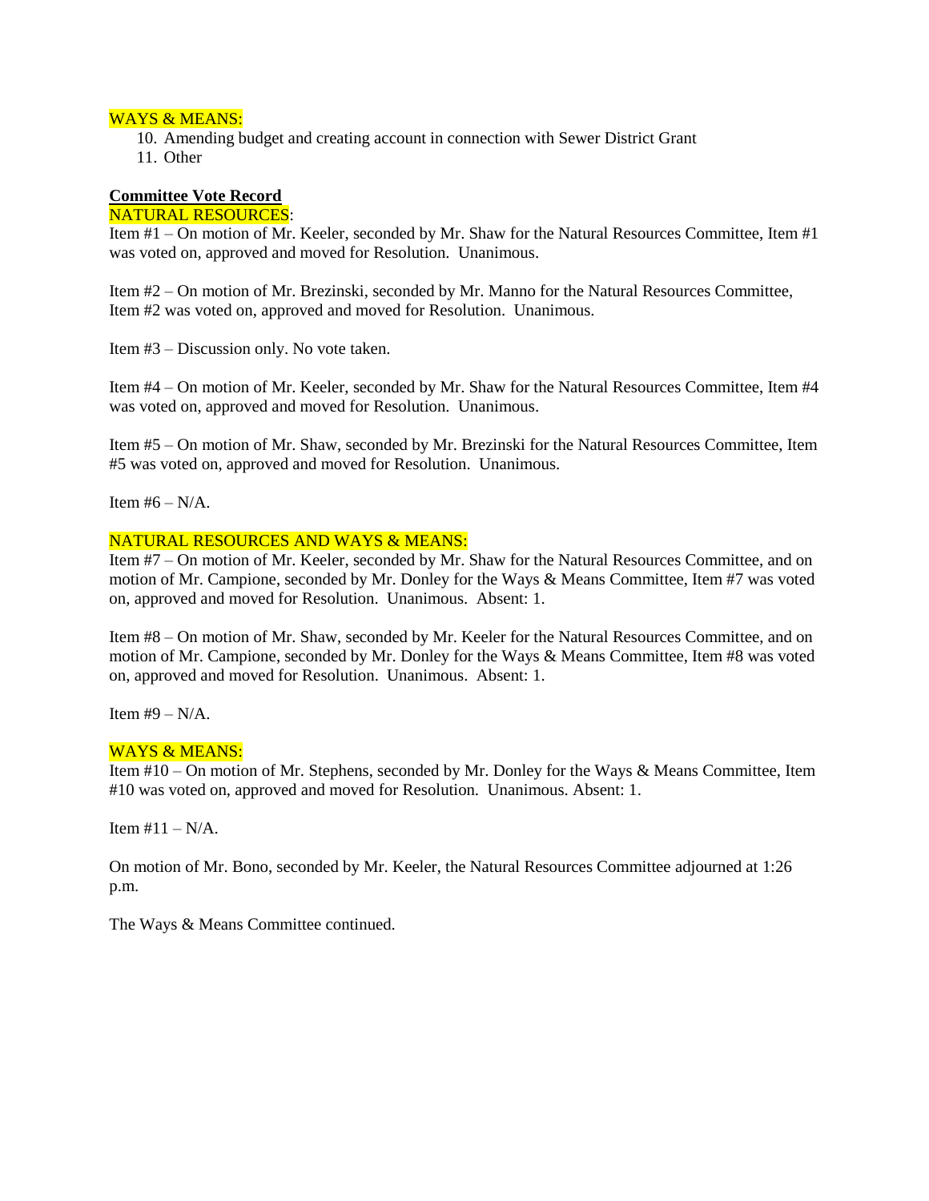WAYS & MEANS:

10. Amending budget and creating account in connection with Sewer District Grant
11. Other

**Committee Vote Record**

NATURAL RESOURCES:

Item #1 – On motion of Mr. Keeler, seconded by Mr. Shaw for the Natural Resources Committee, Item #1 was voted on, approved and moved for Resolution.  Unanimous.

Item #2 – On motion of Mr. Brezinski, seconded by Mr. Manno for the Natural Resources Committee, Item #2 was voted on, approved and moved for Resolution.  Unanimous.

Item #3 – Discussion only. No vote taken.

Item #4 – On motion of Mr. Keeler, seconded by Mr. Shaw for the Natural Resources Committee, Item #4 was voted on, approved and moved for Resolution.  Unanimous.

Item #5 – On motion of Mr. Shaw, seconded by Mr. Brezinski for the Natural Resources Committee, Item #5 was voted on, approved and moved for Resolution.  Unanimous.

Item #6 – N/A.

NATURAL RESOURCES AND WAYS & MEANS:

Item #7 – On motion of Mr. Keeler, seconded by Mr. Shaw for the Natural Resources Committee, and on motion of Mr. Campione, seconded by Mr. Donley for the Ways & Means Committee, Item #7 was voted on, approved and moved for Resolution.  Unanimous.  Absent: 1.

Item #8 – On motion of Mr. Shaw, seconded by Mr. Keeler for the Natural Resources Committee, and on motion of Mr. Campione, seconded by Mr. Donley for the Ways & Means Committee, Item #8 was voted on, approved and moved for Resolution.  Unanimous.  Absent: 1.

Item #9 – N/A.

WAYS & MEANS:

Item #10 – On motion of Mr. Stephens, seconded by Mr. Donley for the Ways & Means Committee, Item #10 was voted on, approved and moved for Resolution.  Unanimous. Absent: 1.

Item #11 – N/A.

On motion of Mr. Bono, seconded by Mr. Keeler, the Natural Resources Committee adjourned at 1:26 p.m.

The Ways & Means Committee continued.